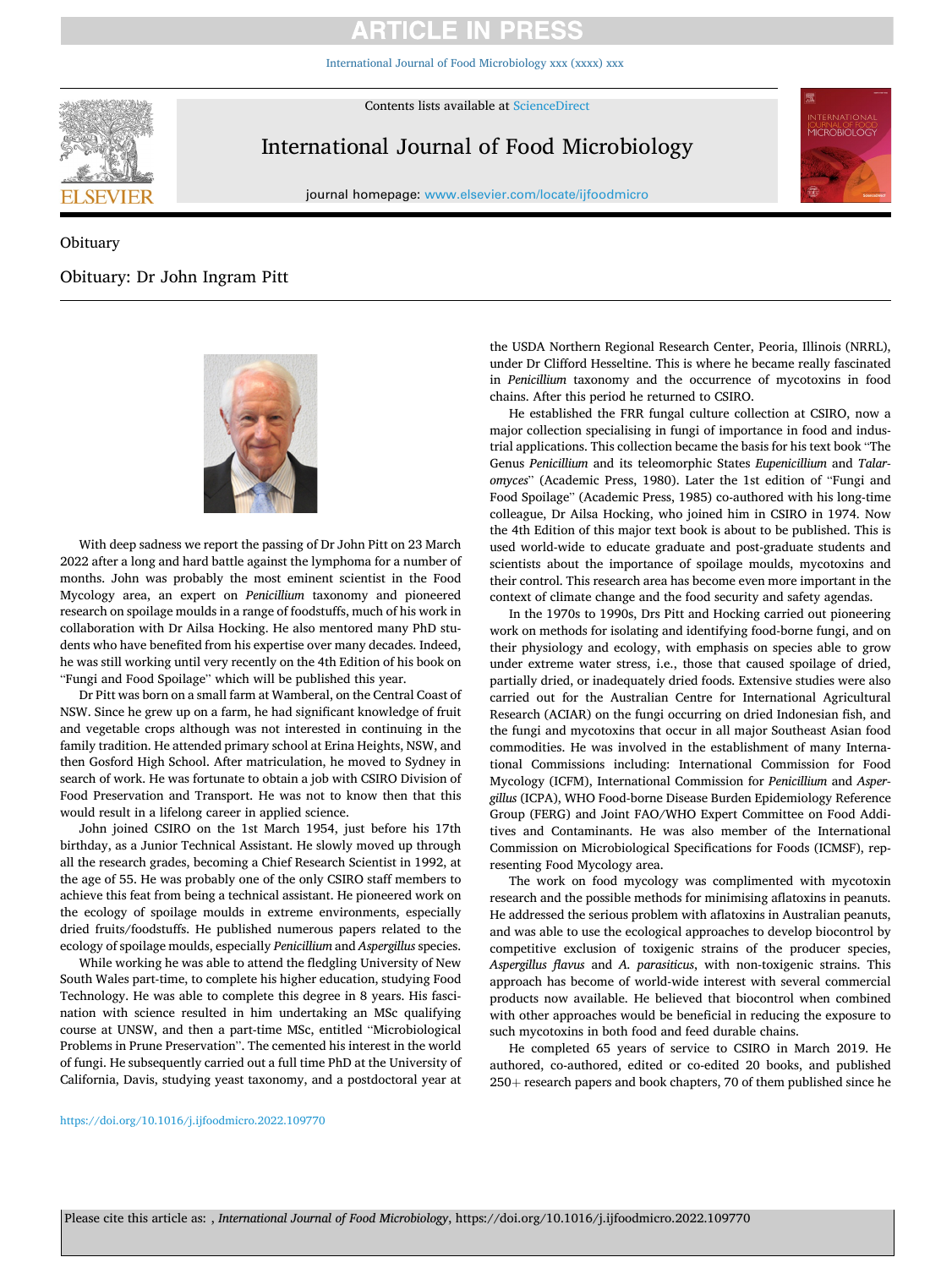Obituary

# Obituary: Dr John Ingram Pitt

With deep sadness we report the passing of Dr John Pitt on 23 March 2022 after a long and hard battle against the lymphoma for a number of months. John was probably the most eminent scientist in the Food Mycology area, an expert on *Penicillium* taxonomy and pioneered research on spoilage moulds in a range of foodstuffs, much of his work in collaboration with Dr Ailsa Hocking. He also mentored many PhD students who have benefited from his expertise over many decades. Indeed, he was still working until very recently on the 4th Edition of his book on "Fungi and Food Spoilage" which will be published this year.

Dr Pitt was born on a small farm at Wamberal, on the Central Coast of NSW. Since he grew up on a farm, he had significant knowledge of fruit and vegetable crops although was not interested in continuing in the family tradition. He attended primary school at Erina Heights, NSW, and then Gosford High School. After matriculation, he moved to Sydney in search of work. He was fortunate to obtain a job with CSIRO Division of Food Preservation and Transport. He was not to know then that this would result in a lifelong career in applied science.

John joined CSIRO on the 1st March 1954, just before his 17th birthday, as a Junior Technical Assistant. He slowly moved up through all the research grades, becoming a Chief Research Scientist in 1992, at the age of 55. He was probably one of the only CSIRO staff members to achieve this feat from being a technical assistant. He pioneered work on the ecology of spoilage moulds in extreme environments, especially dried fruits/foodstuffs. He published numerous papers related to the ecology of spoilage moulds, especially *Penicillium* and *Aspergillus* species.

While working he was able to attend the fledgling University of New South Wales part-time, to complete his higher education, studying Food Technology. He was able to complete this degree in 8 years. His fascination with science resulted in him undertaking an MSc qualifying course at UNSW, and then a part-time MSc, entitled "Microbiological Problems in Prune Preservation". The cemented his interest in the world of fungi. He subsequently carried out a full time PhD at the University of California, Davis, studying yeast taxonomy, and a postdoctoral year at the USDA Northern Regional Research Center, Peoria, Illinois (NRRL), under Dr Clifford Hesseltine. This is where he became really fascinated in *Penicillium* taxonomy and the occurrence of mycotoxins in food chains. After this period he returned to CSIRO.

He established the FRR fungal culture collection at CSIRO, now a major collection specialising in fungi of importance in food and industrial applications. This collection became the basis for his text book "The Genus *Penicillium* and its teleomorphic States *Eupenicillium* and *Talaromyces*" (Academic Press, 1980). Later the 1st edition of "Fungi and Food Spoilage" (Academic Press, 1985) co-authored with his long-time colleague, Dr Ailsa Hocking, who joined him in CSIRO in 1974. Now the 4th Edition of this major text book is about to be published. This is used world-wide to educate graduate and post-graduate students and scientists about the importance of spoilage moulds, mycotoxins and their control. This research area has become even more important in the context of climate change and the food security and safety agendas.

In the 1970s to 1990s, Drs Pitt and Hocking carried out pioneering work on methods for isolating and identifying food-borne fungi, and on their physiology and ecology, with emphasis on species able to grow under extreme water stress, i.e., those that caused spoilage of dried, partially dried, or inadequately dried foods. Extensive studies were also carried out for the Australian Centre for International Agricultural Research (ACIAR) on the fungi occurring on dried Indonesian fish, and the fungi and mycotoxins that occur in all major Southeast Asian food commodities. He was involved in the establishment of many International Commissions including: International Commission for Food Mycology (ICFM), International Commission for *Penicillium* and *Aspergillus* (ICPA), WHO Food-borne Disease Burden Epidemiology Reference Group (FERG) and Joint FAO/WHO Expert Committee on Food Additives and Contaminants. He was also member of the International Commission on Microbiological Specifications for Foods (ICMSF), representing Food Mycology area.

The work on food mycology was complimented with mycotoxin research and the possible methods for minimising aflatoxins in peanuts. He addressed the serious problem with aflatoxins in Australian peanuts, and was able to use the ecological approaches to develop biocontrol by competitive exclusion of toxigenic strains of the producer species, *Aspergillus flavus* and *A. parasiticus*, with non-toxigenic strains. This approach has become of world-wide interest with several commercial products now available. He believed that biocontrol when combined with other approaches would be beneficial in reducing the exposure to such mycotoxins in both food and feed durable chains.

He completed 65 years of service to CSIRO in March 2019. He authored, co-authored, edited or co-edited 20 books, and published 250+ research papers and book chapters, 70 of them published since he

https://doi.org/10.1016/j.ijfoodmicro.2022.109770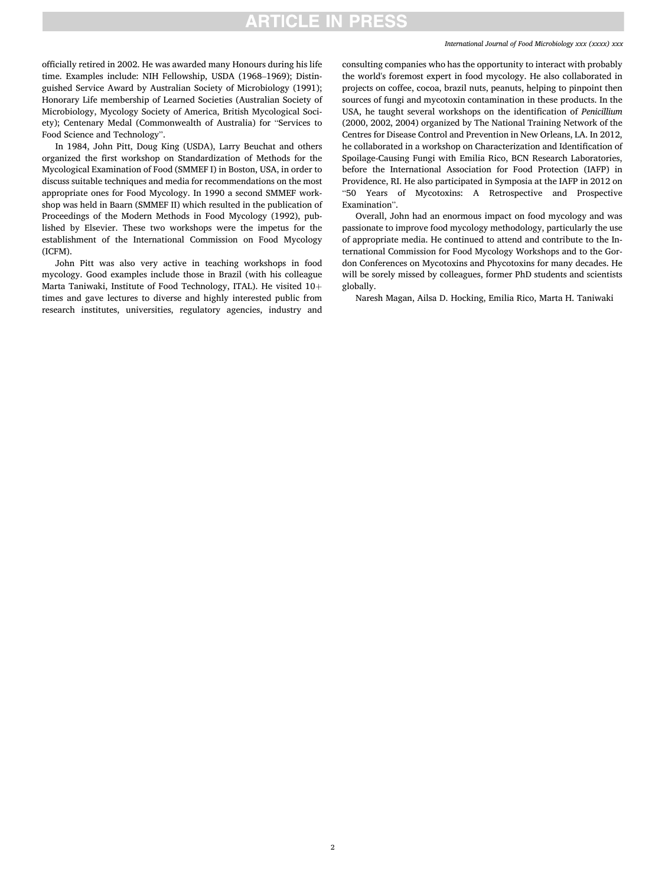officially retired in 2002. He was awarded many Honours during his life time. Examples include: NIH Fellowship, USDA (1968–1969); Distinguished Service Award by Australian Society of Microbiology (1991); Honorary Life membership of Learned Societies (Australian Society of Microbiology, Mycology Society of America, British Mycological Society); Centenary Medal (Commonwealth of Australia) for "Services to Food Science and Technology".

In 1984, John Pitt, Doug King (USDA), Larry Beuchat and others organized the first workshop on Standardization of Methods for the Mycological Examination of Food (SMMEF I) in Boston, USA, in order to discuss suitable techniques and media for recommendations on the most appropriate ones for Food Mycology. In 1990 a second SMMEF workshop was held in Baarn (SMMEF II) which resulted in the publication of Proceedings of the Modern Methods in Food Mycology (1992), published by Elsevier. These two workshops were the impetus for the establishment of the International Commission on Food Mycology (ICFM).

John Pitt was also very active in teaching workshops in food mycology. Good examples include those in Brazil (with his colleague Marta Taniwaki, Institute of Food Technology, ITAL). He visited 10+ times and gave lectures to diverse and highly interested public from research institutes, universities, regulatory agencies, industry and consulting companies who has the opportunity to interact with probably the world's foremost expert in food mycology. He also collaborated in projects on coffee, cocoa, brazil nuts, peanuts, helping to pinpoint then sources of fungi and mycotoxin contamination in these products. In the USA, he taught several workshops on the identification of *Penicillium* (2000, 2002, 2004) organized by The National Training Network of the Centres for Disease Control and Prevention in New Orleans, LA. In 2012, he collaborated in a workshop on Characterization and Identification of Spoilage-Causing Fungi with Emilia Rico, BCN Research Laboratories, before the International Association for Food Protection (IAFP) in Providence, RI. He also participated in Symposia at the IAFP in 2012 on "50 Years of Mycotoxins: A Retrospective and Prospective Examination".

Overall, John had an enormous impact on food mycology and was passionate to improve food mycology methodology, particularly the use of appropriate media. He continued to attend and contribute to the International Commission for Food Mycology Workshops and to the Gordon Conferences on Mycotoxins and Phycotoxins for many decades. He will be sorely missed by colleagues, former PhD students and scientists globally.

Naresh Magan, Ailsa D. Hocking, Emilia Rico, Marta H. Taniwaki